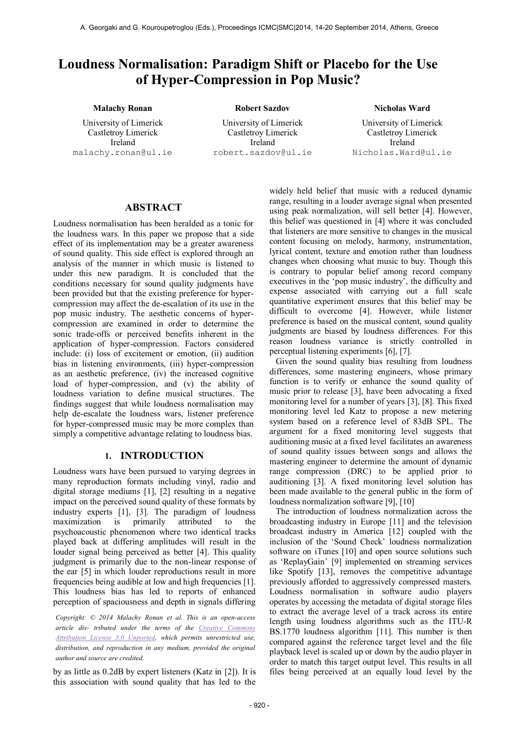# Loudness Normalisation: Paradigm Shift or Placebo for the Use of Hyper-Compression in Pop Music?

**Malachy Ronan**
University of Limerick
Castletroy Limerick
Ireland
malachy.ronan@ul.ie

**Robert Sazdov**
University of Limerick
Castletroy Limerick
Ireland
robert.sazdov@ul.ie

**Nicholas Ward**
University of Limerick
Castletroy Limerick
Ireland
Nicholas.Ward@ul.ie

## ABSTRACT

Loudness normalisation has been heralded as a tonic for the loudness wars. In this paper we propose that a side effect of its implementation may be a greater awareness of sound quality. This side effect is explored through an analysis of the manner in which music is listened to under this new paradigm. It is concluded that the conditions necessary for sound quality judgments have been provided but that the existing preference for hyper-compression may affect the de-escalation of its use in the pop music industry. The aesthetic concerns of hyper-compression are examined in order to determine the sonic trade-offs or perceived benefits inherent in the application of hyper-compression. Factors considered include: (i) loss of excitement or emotion, (ii) audition bias in listening environments, (iii) hyper-compression as an aesthetic preference, (iv) the increased cognitive load of hyper-compression, and (v) the ability of loudness variation to define musical structures. The findings suggest that while loudness normalisation may help de-escalate the loudness wars, listener preference for hyper-compressed music may be more complex than simply a competitive advantage relating to loudness bias.

## 1. INTRODUCTION

Loudness wars have been pursued to varying degrees in many reproduction formats including vinyl, radio and digital storage mediums [1], [2] resulting in a negative impact on the perceived sound quality of these formats by industry experts [1], [3]. The paradigm of loudness maximization is primarily attributed to the psychoacoustic phenomenon where two identical tracks played back at differing amplitudes will result in the louder signal being perceived as better [4]. This quality judgment is primarily due to the non-linear response of the ear [5] in which louder reproductions result in more frequencies being audible at low and high frequencies [1]. This loudness bias has led to reports of enhanced perception of spaciousness and depth in signals differing by as little as 0.2dB by expert listeners (Katz in [2]). It is this association with sound quality that has led to the widely held belief that music with a reduced dynamic range, resulting in a louder average signal when presented using peak normalization, will sell better [4]. However, this belief was questioned in [4] where it was concluded that listeners are more sensitive to changes in the musical content focusing on melody, harmony, instrumentation, lyrical content, texture and emotion rather than loudness changes when choosing what music to buy. Though this is contrary to popular belief among record company executives in the 'pop music industry', the difficulty and expense associated with carrying out a full scale quantitative experiment ensures that this belief may be difficult to overcome [4]. However, while listener preference is based on the musical content, sound quality judgments are biased by loudness differences. For this reason loudness variance is strictly controlled in perceptual listening experiments [6], [7].

Given the sound quality bias resulting from loudness differences, some mastering engineers, whose primary function is to verify or enhance the sound quality of music prior to release [3], have been advocating a fixed monitoring level for a number of years [3], [8]. This fixed monitoring level led Katz to propose a new metering system based on a reference level of 83dB SPL. The argument for a fixed monitoring level suggests that auditioning music at a fixed level facilitates an awareness of sound quality issues between songs and allows the mastering engineer to determine the amount of dynamic range compression (DRC) to be applied prior to auditioning [3]. A fixed monitoring level solution has been made available to the general public in the form of loudness normalization software [9], [10]

The introduction of loudness normalization across the broadcasting industry in Europe [11] and the television broadcast industry in America [12] coupled with the inclusion of the 'Sound Check' loudness normalization software on iTunes [10] and open source solutions such as 'ReplayGain' [9] implemented on streaming services like Spotify [13], removes the competitive advantage previously afforded to aggressively compressed masters. Loudness normalisation in software audio players operates by accessing the metadata of digital storage files to extract the average level of a track across its entire length using loudness algorithms such as the ITU-R BS.1770 loudness algorithm [11]. This number is then compared against the reference target level and the file playback level is scaled up or down by the audio player in order to match this target output level. This results in all files being perceived at an equally loud level by the

*Copyright: © 2014 Malachy Ronan et al. This is an open-access article dis- tributed under the terms of the Creative Commons Attribution License 3.0 Unported, which permits unrestricted use, distribution, and reproduction in any medium, provided the original author and source are credited.*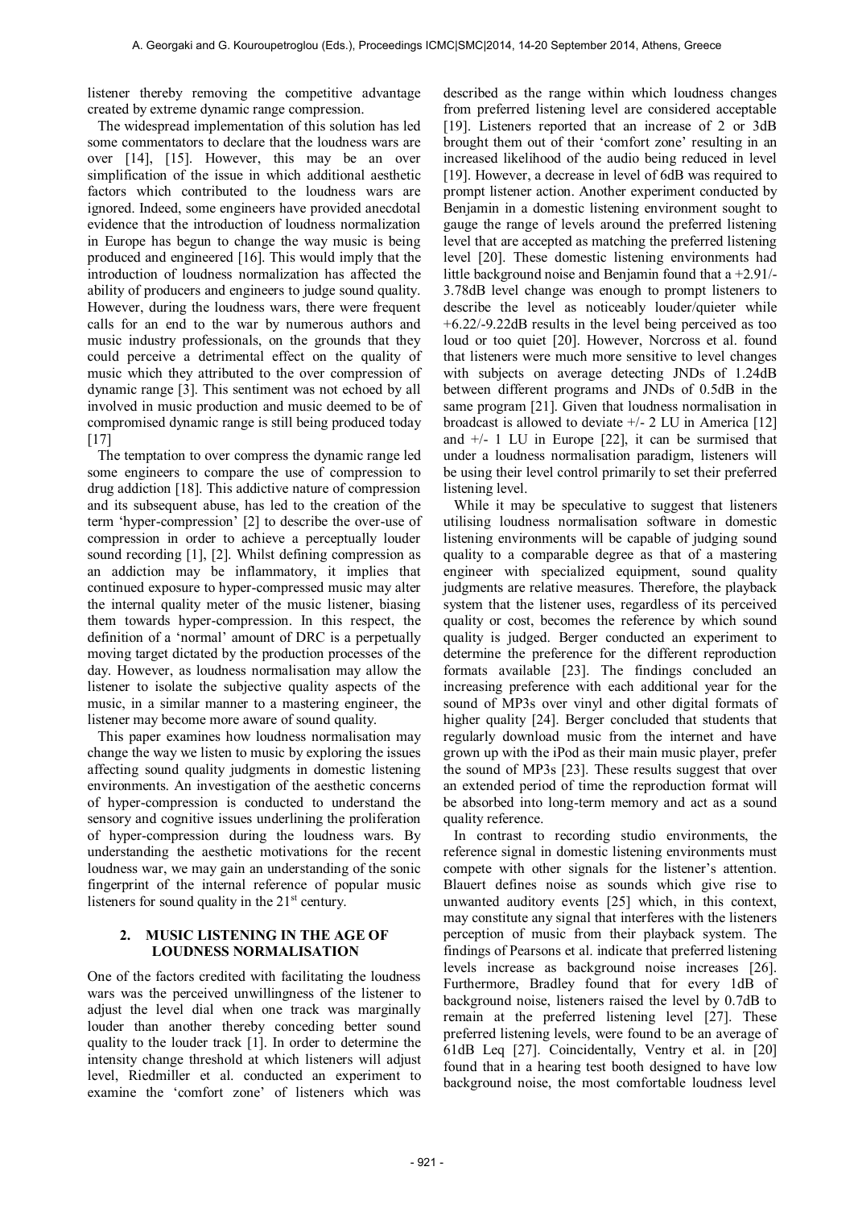listener thereby removing the competitive advantage created by extreme dynamic range compression.

The widespread implementation of this solution has led some commentators to declare that the loudness wars are over [14], [15]. However, this may be an over simplification of the issue in which additional aesthetic factors which contributed to the loudness wars are ignored. Indeed, some engineers have provided anecdotal evidence that the introduction of loudness normalization in Europe has begun to change the way music is being produced and engineered [16]. This would imply that the introduction of loudness normalization has affected the ability of producers and engineers to judge sound quality. However, during the loudness wars, there were frequent calls for an end to the war by numerous authors and music industry professionals, on the grounds that they could perceive a detrimental effect on the quality of music which they attributed to the over compression of dynamic range [3]. This sentiment was not echoed by all involved in music production and music deemed to be of compromised dynamic range is still being produced today [17]

The temptation to over compress the dynamic range led some engineers to compare the use of compression to drug addiction [18]. This addictive nature of compression and its subsequent abuse, has led to the creation of the term 'hyper-compression' [2] to describe the over-use of compression in order to achieve a perceptually louder sound recording [1], [2]. Whilst defining compression as an addiction may be inflammatory, it implies that continued exposure to hyper-compressed music may alter the internal quality meter of the music listener, biasing them towards hyper-compression. In this respect, the definition of a 'normal' amount of DRC is a perpetually moving target dictated by the production processes of the day. However, as loudness normalisation may allow the listener to isolate the subjective quality aspects of the music, in a similar manner to a mastering engineer, the listener may become more aware of sound quality.

This paper examines how loudness normalisation may change the way we listen to music by exploring the issues affecting sound quality judgments in domestic listening environments. An investigation of the aesthetic concerns of hyper-compression is conducted to understand the sensory and cognitive issues underlining the proliferation of hyper-compression during the loudness wars. By understanding the aesthetic motivations for the recent loudness war, we may gain an understanding of the sonic fingerprint of the internal reference of popular music listeners for sound quality in the 21st century.

## 2. MUSIC LISTENING IN THE AGE OF LOUDNESS NORMALISATION

One of the factors credited with facilitating the loudness wars was the perceived unwillingness of the listener to adjust the level dial when one track was marginally louder than another thereby conceding better sound quality to the louder track [1]. In order to determine the intensity change threshold at which listeners will adjust level, Riedmiller et al. conducted an experiment to examine the 'comfort zone' of listeners which was described as the range within which loudness changes from preferred listening level are considered acceptable [19]. Listeners reported that an increase of 2 or 3dB brought them out of their 'comfort zone' resulting in an increased likelihood of the audio being reduced in level [19]. However, a decrease in level of 6dB was required to prompt listener action. Another experiment conducted by Benjamin in a domestic listening environment sought to gauge the range of levels around the preferred listening level that are accepted as matching the preferred listening level [20]. These domestic listening environments had little background noise and Benjamin found that a +2.91/-3.78dB level change was enough to prompt listeners to describe the level as noticeably louder/quieter while +6.22/-9.22dB results in the level being perceived as too loud or too quiet [20]. However, Norcross et al. found that listeners were much more sensitive to level changes with subjects on average detecting JNDs of 1.24dB between different programs and JNDs of 0.5dB in the same program [21]. Given that loudness normalisation in broadcast is allowed to deviate +/- 2 LU in America [12] and +/- 1 LU in Europe [22], it can be surmised that under a loudness normalisation paradigm, listeners will be using their level control primarily to set their preferred listening level.

While it may be speculative to suggest that listeners utilising loudness normalisation software in domestic listening environments will be capable of judging sound quality to a comparable degree as that of a mastering engineer with specialized equipment, sound quality judgments are relative measures. Therefore, the playback system that the listener uses, regardless of its perceived quality or cost, becomes the reference by which sound quality is judged. Berger conducted an experiment to determine the preference for the different reproduction formats available [23]. The findings concluded an increasing preference with each additional year for the sound of MP3s over vinyl and other digital formats of higher quality [24]. Berger concluded that students that regularly download music from the internet and have grown up with the iPod as their main music player, prefer the sound of MP3s [23]. These results suggest that over an extended period of time the reproduction format will be absorbed into long-term memory and act as a sound quality reference.

In contrast to recording studio environments, the reference signal in domestic listening environments must compete with other signals for the listener's attention. Blauert defines noise as sounds which give rise to unwanted auditory events [25] which, in this context, may constitute any signal that interferes with the listeners perception of music from their playback system. The findings of Pearsons et al. indicate that preferred listening levels increase as background noise increases [26]. Furthermore, Bradley found that for every 1dB of background noise, listeners raised the level by 0.7dB to remain at the preferred listening level [27]. These preferred listening levels, were found to be an average of 61dB Leq [27]. Coincidentally, Ventry et al. in [20] found that in a hearing test booth designed to have low background noise, the most comfortable loudness level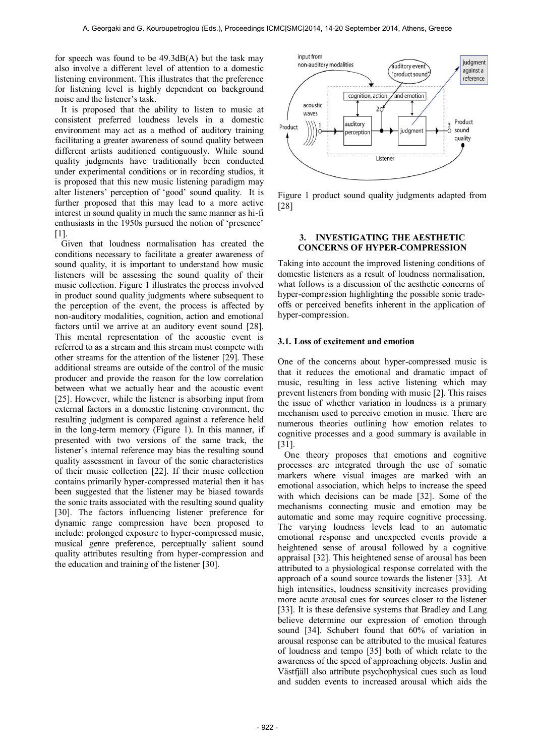for speech was found to be 49.3dB(A) but the task may also involve a different level of attention to a domestic listening environment. This illustrates that the preference for listening level is highly dependent on background noise and the listener's task.

It is proposed that the ability to listen to music at consistent preferred loudness levels in a domestic environment may act as a method of auditory training facilitating a greater awareness of sound quality between different artists auditioned contiguously. While sound quality judgments have traditionally been conducted under experimental conditions or in recording studios, it is proposed that this new music listening paradigm may alter listeners' perception of 'good' sound quality. It is further proposed that this may lead to a more active interest in sound quality in much the same manner as hi-fi enthusiasts in the 1950s pursued the notion of 'presence' [1].

Given that loudness normalisation has created the conditions necessary to facilitate a greater awareness of sound quality, it is important to understand how music listeners will be assessing the sound quality of their music collection. Figure 1 illustrates the process involved in product sound quality judgments where subsequent to the perception of the event, the process is affected by non-auditory modalities, cognition, action and emotional factors until we arrive at an auditory event sound [28]. This mental representation of the acoustic event is referred to as a stream and this stream must compete with other streams for the attention of the listener [29]. These additional streams are outside of the control of the music producer and provide the reason for the low correlation between what we actually hear and the acoustic event [25]. However, while the listener is absorbing input from external factors in a domestic listening environment, the resulting judgment is compared against a reference held in the long-term memory (Figure 1). In this manner, if presented with two versions of the same track, the listener's internal reference may bias the resulting sound quality assessment in favour of the sonic characteristics of their music collection [22]. If their music collection contains primarily hyper-compressed material then it has been suggested that the listener may be biased towards the sonic traits associated with the resulting sound quality [30]. The factors influencing listener preference for dynamic range compression have been proposed to include: prolonged exposure to hyper-compressed music, musical genre preference, perceptually salient sound quality attributes resulting from hyper-compression and the education and training of the listener [30].

Figure 1 product sound quality judgments adapted from [28]

## 3. INVESTIGATING THE AESTHETIC CONCERNS OF HYPER-COMPRESSION

Taking into account the improved listening conditions of domestic listeners as a result of loudness normalisation, what follows is a discussion of the aesthetic concerns of hyper-compression highlighting the possible sonic trade-offs or perceived benefits inherent in the application of hyper-compression.

### 3.1. Loss of excitement and emotion

One of the concerns about hyper-compressed music is that it reduces the emotional and dramatic impact of music, resulting in less active listening which may prevent listeners from bonding with music [2]. This raises the issue of whether variation in loudness is a primary mechanism used to perceive emotion in music. There are numerous theories outlining how emotion relates to cognitive processes and a good summary is available in [31].

One theory proposes that emotions and cognitive processes are integrated through the use of somatic markers where visual images are marked with an emotional association, which helps to increase the speed with which decisions can be made [32]. Some of the mechanisms connecting music and emotion may be automatic and some may require cognitive processing. The varying loudness levels lead to an automatic emotional response and unexpected events provide a heightened sense of arousal followed by a cognitive appraisal [32]. This heightened sense of arousal has been attributed to a physiological response correlated with the approach of a sound source towards the listener [33]. At high intensities, loudness sensitivity increases providing more acute arousal cues for sources closer to the listener [33]. It is these defensive systems that Bradley and Lang believe determine our expression of emotion through sound [34]. Schubert found that 60% of variation in arousal response can be attributed to the musical features of loudness and tempo [35] both of which relate to the awareness of the speed of approaching objects. Juslin and Västfjäll also attribute psychophysical cues such as loud and sudden events to increased arousal which aids the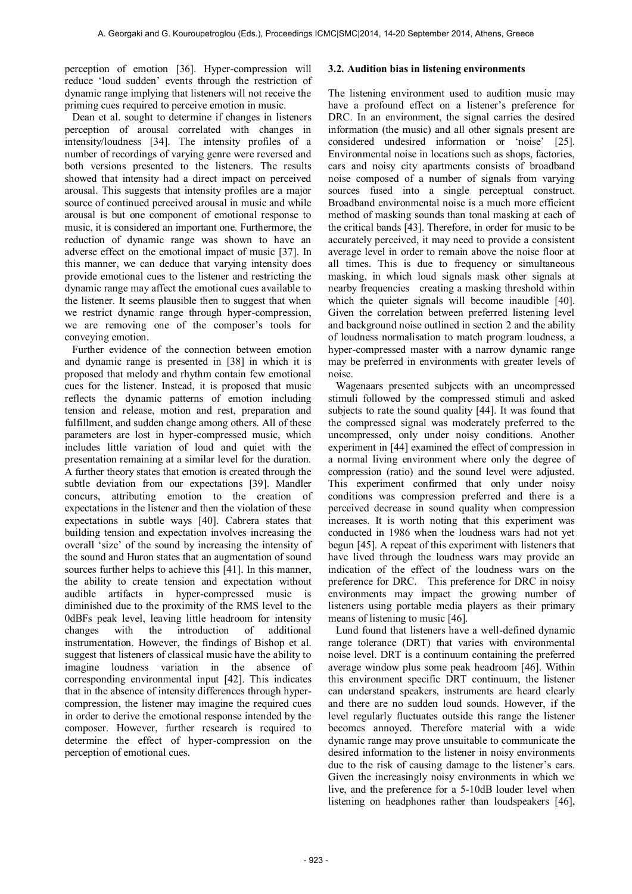perception of emotion [36]. Hyper-compression will reduce 'loud sudden' events through the restriction of dynamic range implying that listeners will not receive the priming cues required to perceive emotion in music.

Dean et al. sought to determine if changes in listeners perception of arousal correlated with changes in intensity/loudness [34]. The intensity profiles of a number of recordings of varying genre were reversed and both versions presented to the listeners. The results showed that intensity had a direct impact on perceived arousal. This suggests that intensity profiles are a major source of continued perceived arousal in music and while arousal is but one component of emotional response to music, it is considered an important one. Furthermore, the reduction of dynamic range was shown to have an adverse effect on the emotional impact of music [37]. In this manner, we can deduce that varying intensity does provide emotional cues to the listener and restricting the dynamic range may affect the emotional cues available to the listener. It seems plausible then to suggest that when we restrict dynamic range through hyper-compression, we are removing one of the composer's tools for conveying emotion.

Further evidence of the connection between emotion and dynamic range is presented in [38] in which it is proposed that melody and rhythm contain few emotional cues for the listener. Instead, it is proposed that music reflects the dynamic patterns of emotion including tension and release, motion and rest, preparation and fulfillment, and sudden change among others. All of these parameters are lost in hyper-compressed music, which includes little variation of loud and quiet with the presentation remaining at a similar level for the duration. A further theory states that emotion is created through the subtle deviation from our expectations [39]. Mandler concurs, attributing emotion to the creation of expectations in the listener and then the violation of these expectations in subtle ways [40]. Cabrera states that building tension and expectation involves increasing the overall 'size' of the sound by increasing the intensity of the sound and Huron states that an augmentation of sound sources further helps to achieve this [41]. In this manner, the ability to create tension and expectation without audible artifacts in hyper-compressed music is diminished due to the proximity of the RMS level to the 0dBFs peak level, leaving little headroom for intensity changes with the introduction of additional instrumentation. However, the findings of Bishop et al. suggest that listeners of classical music have the ability to imagine loudness variation in the absence of corresponding environmental input [42]. This indicates that in the absence of intensity differences through hyper-compression, the listener may imagine the required cues in order to derive the emotional response intended by the composer. However, further research is required to determine the effect of hyper-compression on the perception of emotional cues.

### 3.2. Audition bias in listening environments

The listening environment used to audition music may have a profound effect on a listener's preference for DRC. In an environment, the signal carries the desired information (the music) and all other signals present are considered undesired information or 'noise' [25]. Environmental noise in locations such as shops, factories, cars and noisy city apartments consists of broadband noise composed of a number of signals from varying sources fused into a single perceptual construct. Broadband environmental noise is a much more efficient method of masking sounds than tonal masking at each of the critical bands [43]. Therefore, in order for music to be accurately perceived, it may need to provide a consistent average level in order to remain above the noise floor at all times. This is due to frequency or simultaneous masking, in which loud signals mask other signals at nearby frequencies creating a masking threshold within which the quieter signals will become inaudible [40]. Given the correlation between preferred listening level and background noise outlined in section 2 and the ability of loudness normalisation to match program loudness, a hyper-compressed master with a narrow dynamic range may be preferred in environments with greater levels of noise.

Wagenaars presented subjects with an uncompressed stimuli followed by the compressed stimuli and asked subjects to rate the sound quality [44]. It was found that the compressed signal was moderately preferred to the uncompressed, only under noisy conditions. Another experiment in [44] examined the effect of compression in a normal living environment where only the degree of compression (ratio) and the sound level were adjusted. This experiment confirmed that only under noisy conditions was compression preferred and there is a perceived decrease in sound quality when compression increases. It is worth noting that this experiment was conducted in 1986 when the loudness wars had not yet begun [45]. A repeat of this experiment with listeners that have lived through the loudness wars may provide an indication of the effect of the loudness wars on the preference for DRC. This preference for DRC in noisy environments may impact the growing number of listeners using portable media players as their primary means of listening to music [46].

Lund found that listeners have a well-defined dynamic range tolerance (DRT) that varies with environmental noise level. DRT is a continuum containing the preferred average window plus some peak headroom [46]. Within this environment specific DRT continuum, the listener can understand speakers, instruments are heard clearly and there are no sudden loud sounds. However, if the level regularly fluctuates outside this range the listener becomes annoyed. Therefore material with a wide dynamic range may prove unsuitable to communicate the desired information to the listener in noisy environments due to the risk of causing damage to the listener's ears. Given the increasingly noisy environments in which we live, and the preference for a 5-10dB louder level when listening on headphones rather than loudspeakers [46],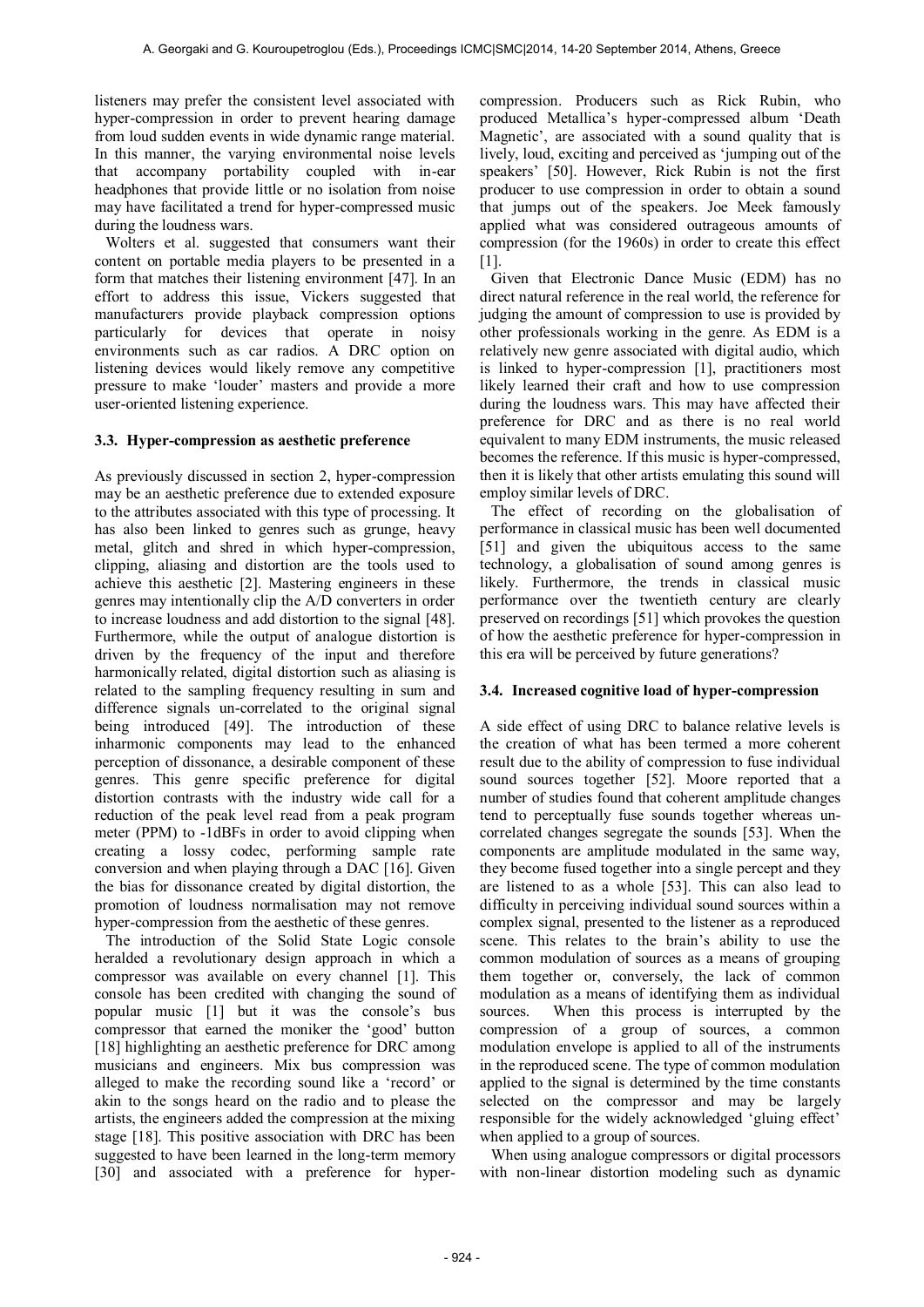listeners may prefer the consistent level associated with hyper-compression in order to prevent hearing damage from loud sudden events in wide dynamic range material. In this manner, the varying environmental noise levels that accompany portability coupled with in-ear headphones that provide little or no isolation from noise may have facilitated a trend for hyper-compressed music during the loudness wars.

Wolters et al. suggested that consumers want their content on portable media players to be presented in a form that matches their listening environment [47]. In an effort to address this issue, Vickers suggested that manufacturers provide playback compression options particularly for devices that operate in noisy environments such as car radios. A DRC option on listening devices would likely remove any competitive pressure to make 'louder' masters and provide a more user-oriented listening experience.

### 3.3. Hyper-compression as aesthetic preference

As previously discussed in section 2, hyper-compression may be an aesthetic preference due to extended exposure to the attributes associated with this type of processing. It has also been linked to genres such as grunge, heavy metal, glitch and shred in which hyper-compression, clipping, aliasing and distortion are the tools used to achieve this aesthetic [2]. Mastering engineers in these genres may intentionally clip the A/D converters in order to increase loudness and add distortion to the signal [48]. Furthermore, while the output of analogue distortion is driven by the frequency of the input and therefore harmonically related, digital distortion such as aliasing is related to the sampling frequency resulting in sum and difference signals un-correlated to the original signal being introduced [49]. The introduction of these inharmonic components may lead to the enhanced perception of dissonance, a desirable component of these genres. This genre specific preference for digital distortion contrasts with the industry wide call for a reduction of the peak level read from a peak program meter (PPM) to -1dBFs in order to avoid clipping when creating a lossy codec, performing sample rate conversion and when playing through a DAC [16]. Given the bias for dissonance created by digital distortion, the promotion of loudness normalisation may not remove hyper-compression from the aesthetic of these genres.

The introduction of the Solid State Logic console heralded a revolutionary design approach in which a compressor was available on every channel [1]. This console has been credited with changing the sound of popular music [1] but it was the console's bus compressor that earned the moniker the 'good' button [18] highlighting an aesthetic preference for DRC among musicians and engineers. Mix bus compression was alleged to make the recording sound like a 'record' or akin to the songs heard on the radio and to please the artists, the engineers added the compression at the mixing stage [18]. This positive association with DRC has been suggested to have been learned in the long-term memory [30] and associated with a preference for hyper-compression. Producers such as Rick Rubin, who produced Metallica's hyper-compressed album 'Death Magnetic', are associated with a sound quality that is lively, loud, exciting and perceived as 'jumping out of the speakers' [50]. However, Rick Rubin is not the first producer to use compression in order to obtain a sound that jumps out of the speakers. Joe Meek famously applied what was considered outrageous amounts of compression (for the 1960s) in order to create this effect [1].

Given that Electronic Dance Music (EDM) has no direct natural reference in the real world, the reference for judging the amount of compression to use is provided by other professionals working in the genre. As EDM is a relatively new genre associated with digital audio, which is linked to hyper-compression [1], practitioners most likely learned their craft and how to use compression during the loudness wars. This may have affected their preference for DRC and as there is no real world equivalent to many EDM instruments, the music released becomes the reference. If this music is hyper-compressed, then it is likely that other artists emulating this sound will employ similar levels of DRC.

The effect of recording on the globalisation of performance in classical music has been well documented [51] and given the ubiquitous access to the same technology, a globalisation of sound among genres is likely. Furthermore, the trends in classical music performance over the twentieth century are clearly preserved on recordings [51] which provokes the question of how the aesthetic preference for hyper-compression in this era will be perceived by future generations?

### 3.4. Increased cognitive load of hyper-compression

A side effect of using DRC to balance relative levels is the creation of what has been termed a more coherent result due to the ability of compression to fuse individual sound sources together [52]. Moore reported that a number of studies found that coherent amplitude changes tend to perceptually fuse sounds together whereas un-correlated changes segregate the sounds [53]. When the components are amplitude modulated in the same way, they become fused together into a single percept and they are listened to as a whole [53]. This can also lead to difficulty in perceiving individual sound sources within a complex signal, presented to the listener as a reproduced scene. This relates to the brain's ability to use the common modulation of sources as a means of grouping them together or, conversely, the lack of common modulation as a means of identifying them as individual sources. When this process is interrupted by the compression of a group of sources, a common modulation envelope is applied to all of the instruments in the reproduced scene. The type of common modulation applied to the signal is determined by the time constants selected on the compressor and may be largely responsible for the widely acknowledged 'gluing effect' when applied to a group of sources.

When using analogue compressors or digital processors with non-linear distortion modeling such as dynamic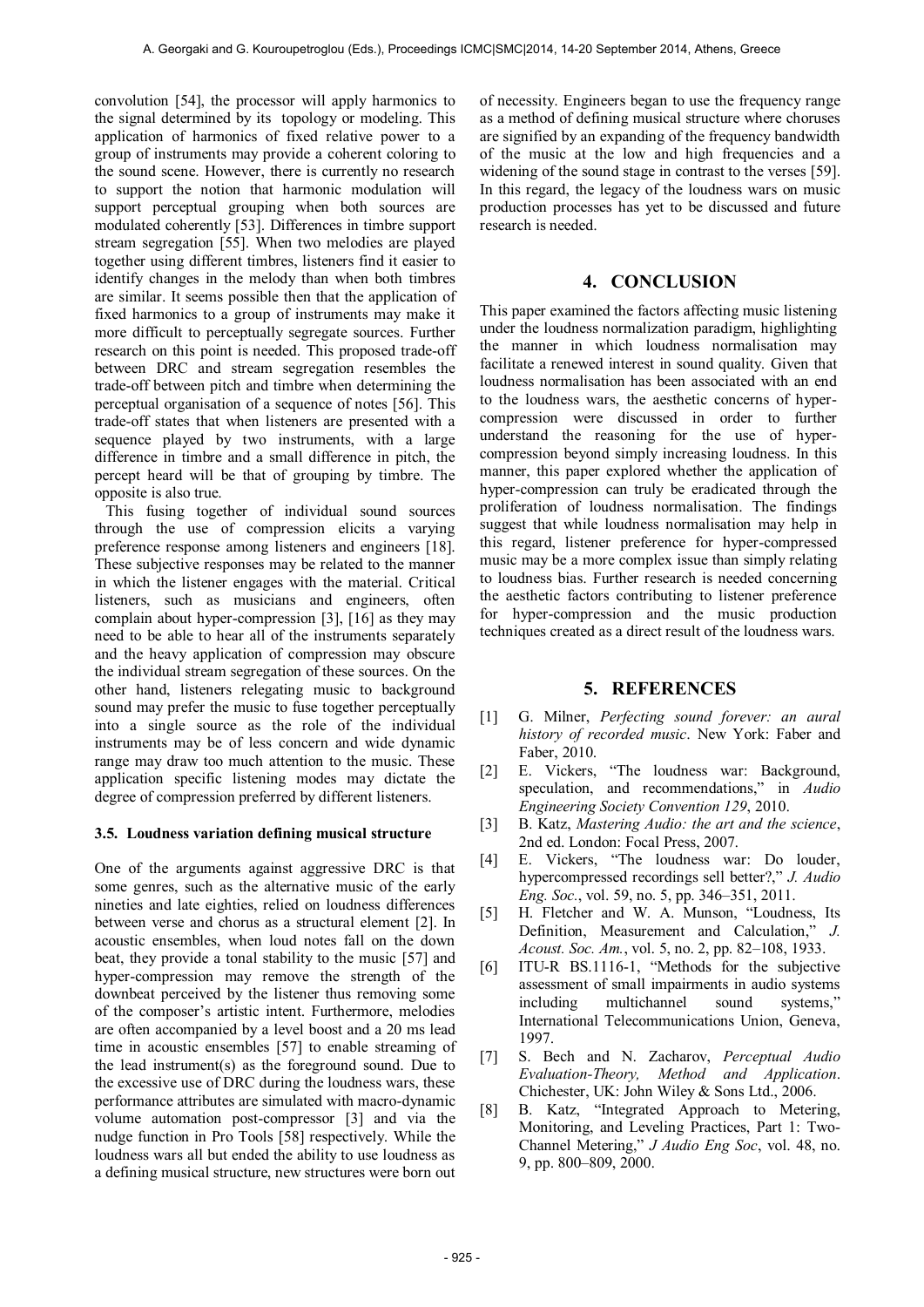convolution [54], the processor will apply harmonics to the signal determined by its topology or modeling. This application of harmonics of fixed relative power to a group of instruments may provide a coherent coloring to the sound scene. However, there is currently no research to support the notion that harmonic modulation will support perceptual grouping when both sources are modulated coherently [53]. Differences in timbre support stream segregation [55]. When two melodies are played together using different timbres, listeners find it easier to identify changes in the melody than when both timbres are similar. It seems possible then that the application of fixed harmonics to a group of instruments may make it more difficult to perceptually segregate sources. Further research on this point is needed. This proposed trade-off between DRC and stream segregation resembles the trade-off between pitch and timbre when determining the perceptual organisation of a sequence of notes [56]. This trade-off states that when listeners are presented with a sequence played by two instruments, with a large difference in timbre and a small difference in pitch, the percept heard will be that of grouping by timbre. The opposite is also true.

This fusing together of individual sound sources through the use of compression elicits a varying preference response among listeners and engineers [18]. These subjective responses may be related to the manner in which the listener engages with the material. Critical listeners, such as musicians and engineers, often complain about hyper-compression [3], [16] as they may need to be able to hear all of the instruments separately and the heavy application of compression may obscure the individual stream segregation of these sources. On the other hand, listeners relegating music to background sound may prefer the music to fuse together perceptually into a single source as the role of the individual instruments may be of less concern and wide dynamic range may draw too much attention to the music. These application specific listening modes may dictate the degree of compression preferred by different listeners.

### 3.5. Loudness variation defining musical structure

One of the arguments against aggressive DRC is that some genres, such as the alternative music of the early nineties and late eighties, relied on loudness differences between verse and chorus as a structural element [2]. In acoustic ensembles, when loud notes fall on the down beat, they provide a tonal stability to the music [57] and hyper-compression may remove the strength of the downbeat perceived by the listener thus removing some of the composer's artistic intent. Furthermore, melodies are often accompanied by a level boost and a 20 ms lead time in acoustic ensembles [57] to enable streaming of the lead instrument(s) as the foreground sound. Due to the excessive use of DRC during the loudness wars, these performance attributes are simulated with macro-dynamic volume automation post-compressor [3] and via the nudge function in Pro Tools [58] respectively. While the loudness wars all but ended the ability to use loudness as a defining musical structure, new structures were born out of necessity. Engineers began to use the frequency range as a method of defining musical structure where choruses are signified by an expanding of the frequency bandwidth of the music at the low and high frequencies and a widening of the sound stage in contrast to the verses [59]. In this regard, the legacy of the loudness wars on music production processes has yet to be discussed and future research is needed.

## 4. CONCLUSION

This paper examined the factors affecting music listening under the loudness normalization paradigm, highlighting the manner in which loudness normalisation may facilitate a renewed interest in sound quality. Given that loudness normalisation has been associated with an end to the loudness wars, the aesthetic concerns of hyper-compression were discussed in order to further understand the reasoning for the use of hyper-compression beyond simply increasing loudness. In this manner, this paper explored whether the application of hyper-compression can truly be eradicated through the proliferation of loudness normalisation. The findings suggest that while loudness normalisation may help in this regard, listener preference for hyper-compressed music may be a more complex issue than simply relating to loudness bias. Further research is needed concerning the aesthetic factors contributing to listener preference for hyper-compression and the music production techniques created as a direct result of the loudness wars.

## 5. REFERENCES

[1] G. Milner, *Perfecting sound forever: an aural history of recorded music*. New York: Faber and Faber, 2010.

[2] E. Vickers, "The loudness war: Background, speculation, and recommendations," in *Audio Engineering Society Convention 129*, 2010.

[3] B. Katz, *Mastering Audio: the art and the science*, 2nd ed. London: Focal Press, 2007.

[4] E. Vickers, "The loudness war: Do louder, hypercompressed recordings sell better?," *J. Audio Eng. Soc.*, vol. 59, no. 5, pp. 346–351, 2011.

[5] H. Fletcher and W. A. Munson, "Loudness, Its Definition, Measurement and Calculation," *J. Acoust. Soc. Am.*, vol. 5, no. 2, pp. 82–108, 1933.

[6] ITU-R BS.1116-1, "Methods for the subjective assessment of small impairments in audio systems including multichannel sound systems," International Telecommunications Union, Geneva, 1997.

[7] S. Bech and N. Zacharov, *Perceptual Audio Evaluation-Theory, Method and Application*. Chichester, UK: John Wiley & Sons Ltd., 2006.

[8] B. Katz, "Integrated Approach to Metering, Monitoring, and Leveling Practices, Part 1: Two-Channel Metering," *J Audio Eng Soc*, vol. 48, no. 9, pp. 800–809, 2000.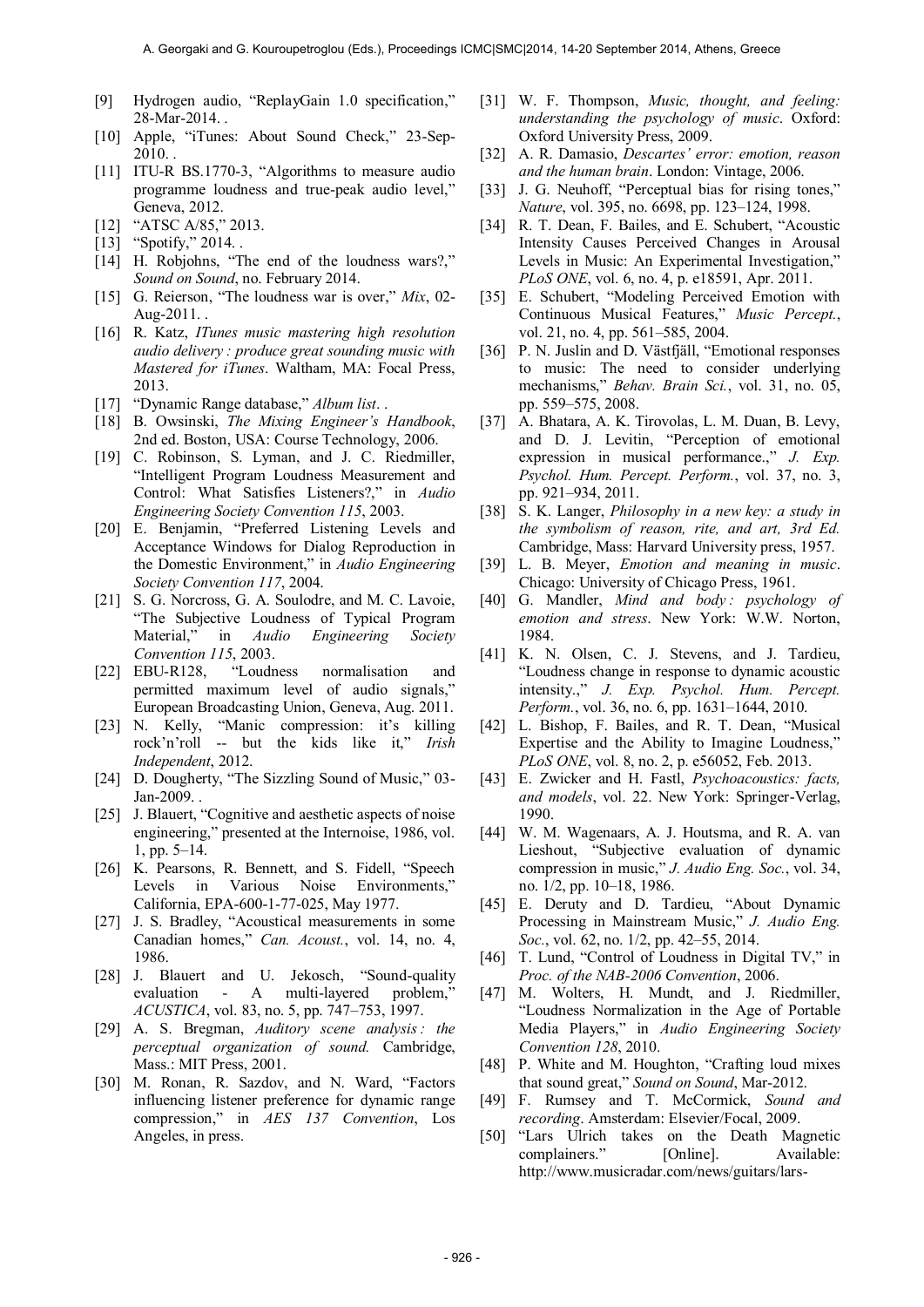[9] Hydrogen audio, "ReplayGain 1.0 specification," 28-Mar-2014. .

[10] Apple, "iTunes: About Sound Check," 23-Sep-2010. .

[11] ITU-R BS.1770-3, "Algorithms to measure audio programme loudness and true-peak audio level," Geneva, 2012.

[12] "ATSC A/85," 2013.

[13] "Spotify," 2014. .

[14] H. Robjohns, "The end of the loudness wars?," *Sound on Sound*, no. February 2014.

[15] G. Reierson, "The loudness war is over," *Mix*, 02-Aug-2011. .

[16] R. Katz, *ITunes music mastering high resolution audio delivery : produce great sounding music with Mastered for iTunes*. Waltham, MA: Focal Press, 2013.

[17] "Dynamic Range database," *Album list*. .

[18] B. Owsinski, *The Mixing Engineer's Handbook*, 2nd ed. Boston, USA: Course Technology, 2006.

[19] C. Robinson, S. Lyman, and J. C. Riedmiller, "Intelligent Program Loudness Measurement and Control: What Satisfies Listeners?," in *Audio Engineering Society Convention 115*, 2003.

[20] E. Benjamin, "Preferred Listening Levels and Acceptance Windows for Dialog Reproduction in the Domestic Environment," in *Audio Engineering Society Convention 117*, 2004.

[21] S. G. Norcross, G. A. Soulodre, and M. C. Lavoie, "The Subjective Loudness of Typical Program Material," in *Audio Engineering Society Convention 115*, 2003.

[22] EBU-R128, "Loudness normalisation and permitted maximum level of audio signals," European Broadcasting Union, Geneva, Aug. 2011.

[23] N. Kelly, "Manic compression: it's killing rock'n'roll -- but the kids like it," *Irish Independent*, 2012.

[24] D. Dougherty, "The Sizzling Sound of Music," 03-Jan-2009. .

[25] J. Blauert, "Cognitive and aesthetic aspects of noise engineering," presented at the Internoise, 1986, vol. 1, pp. 5–14.

[26] K. Pearsons, R. Bennett, and S. Fidell, "Speech Levels in Various Noise Environments," California, EPA-600-1-77-025, May 1977.

[27] J. S. Bradley, "Acoustical measurements in some Canadian homes," *Can. Acoust.*, vol. 14, no. 4, 1986.

[28] J. Blauert and U. Jekosch, "Sound-quality evaluation - A multi-layered problem," *ACUSTICA*, vol. 83, no. 5, pp. 747–753, 1997.

[29] A. S. Bregman, *Auditory scene analysis : the perceptual organization of sound.* Cambridge, Mass.: MIT Press, 2001.

[30] M. Ronan, R. Sazdov, and N. Ward, "Factors influencing listener preference for dynamic range compression," in *AES 137 Convention*, Los Angeles, in press.

[31] W. F. Thompson, *Music, thought, and feeling: understanding the psychology of music*. Oxford: Oxford University Press, 2009.

[32] A. R. Damasio, *Descartes' error: emotion, reason and the human brain*. London: Vintage, 2006.

[33] J. G. Neuhoff, "Perceptual bias for rising tones," *Nature*, vol. 395, no. 6698, pp. 123–124, 1998.

[34] R. T. Dean, F. Bailes, and E. Schubert, "Acoustic Intensity Causes Perceived Changes in Arousal Levels in Music: An Experimental Investigation," *PLoS ONE*, vol. 6, no. 4, p. e18591, Apr. 2011.

[35] E. Schubert, "Modeling Perceived Emotion with Continuous Musical Features," *Music Percept.*, vol. 21, no. 4, pp. 561–585, 2004.

[36] P. N. Juslin and D. Västfjäll, "Emotional responses to music: The need to consider underlying mechanisms," *Behav. Brain Sci.*, vol. 31, no. 05, pp. 559–575, 2008.

[37] A. Bhatara, A. K. Tirovolas, L. M. Duan, B. Levy, and D. J. Levitin, "Perception of emotional expression in musical performance.," *J. Exp. Psychol. Hum. Percept. Perform.*, vol. 37, no. 3, pp. 921–934, 2011.

[38] S. K. Langer, *Philosophy in a new key: a study in the symbolism of reason, rite, and art, 3rd Ed.* Cambridge, Mass: Harvard University press, 1957.

[39] L. B. Meyer, *Emotion and meaning in music*. Chicago: University of Chicago Press, 1961.

[40] G. Mandler, *Mind and body : psychology of emotion and stress*. New York: W.W. Norton, 1984.

[41] K. N. Olsen, C. J. Stevens, and J. Tardieu, "Loudness change in response to dynamic acoustic intensity.," *J. Exp. Psychol. Hum. Percept. Perform.*, vol. 36, no. 6, pp. 1631–1644, 2010.

[42] L. Bishop, F. Bailes, and R. T. Dean, "Musical Expertise and the Ability to Imagine Loudness," *PLoS ONE*, vol. 8, no. 2, p. e56052, Feb. 2013.

[43] E. Zwicker and H. Fastl, *Psychoacoustics: facts, and models*, vol. 22. New York: Springer-Verlag, 1990.

[44] W. M. Wagenaars, A. J. Houtsma, and R. A. van Lieshout, "Subjective evaluation of dynamic compression in music," *J. Audio Eng. Soc.*, vol. 34, no. 1/2, pp. 10–18, 1986.

[45] E. Deruty and D. Tardieu, "About Dynamic Processing in Mainstream Music," *J. Audio Eng. Soc.*, vol. 62, no. 1/2, pp. 42–55, 2014.

[46] T. Lund, "Control of Loudness in Digital TV," in *Proc. of the NAB-2006 Convention*, 2006.

[47] M. Wolters, H. Mundt, and J. Riedmiller, "Loudness Normalization in the Age of Portable Media Players," in *Audio Engineering Society Convention 128*, 2010.

[48] P. White and M. Houghton, "Crafting loud mixes that sound great," *Sound on Sound*, Mar-2012.

[49] F. Rumsey and T. McCormick, *Sound and recording*. Amsterdam: Elsevier/Focal, 2009.

[50] "Lars Ulrich takes on the Death Magnetic complainers." [Online]. Available: http://www.musicradar.com/news/guitars/lars-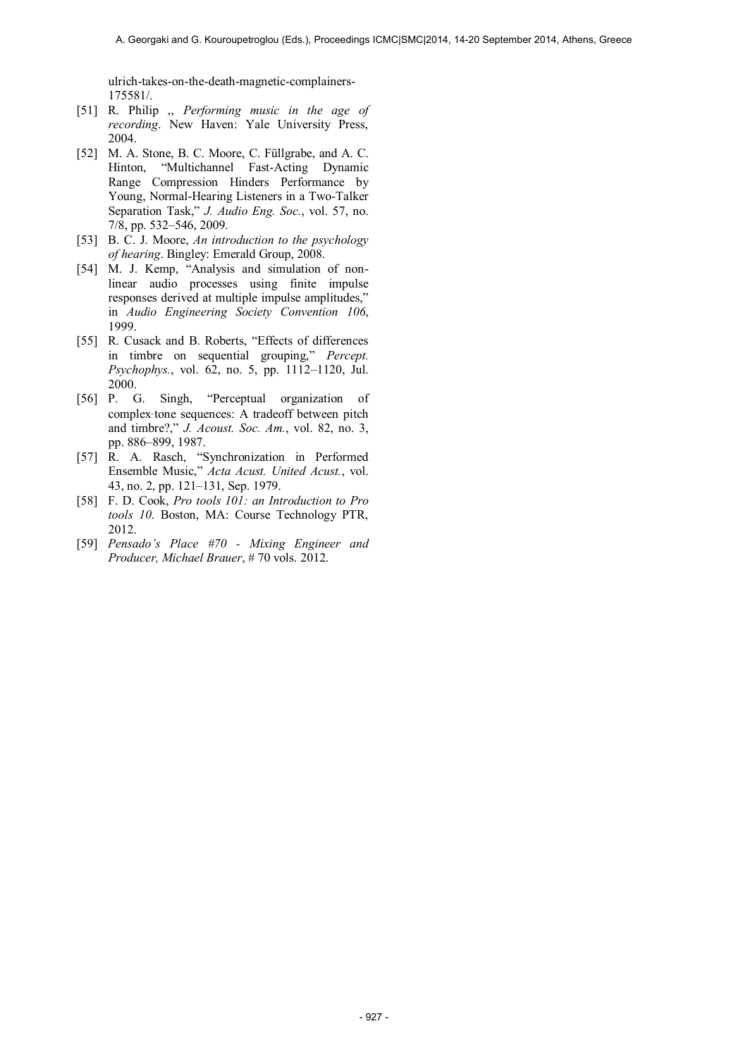ulrich-takes-on-the-death-magnetic-complainers-175581/.

[51] R. Philip ,, *Performing music in the age of recording*. New Haven: Yale University Press, 2004.

[52] M. A. Stone, B. C. Moore, C. Füllgrabe, and A. C. Hinton, "Multichannel Fast-Acting Dynamic Range Compression Hinders Performance by Young, Normal-Hearing Listeners in a Two-Talker Separation Task," *J. Audio Eng. Soc.*, vol. 57, no. 7/8, pp. 532–546, 2009.

[53] B. C. J. Moore, *An introduction to the psychology of hearing*. Bingley: Emerald Group, 2008.

[54] M. J. Kemp, "Analysis and simulation of non-linear audio processes using finite impulse responses derived at multiple impulse amplitudes," in *Audio Engineering Society Convention 106*, 1999.

[55] R. Cusack and B. Roberts, "Effects of differences in timbre on sequential grouping," *Percept. Psychophys.*, vol. 62, no. 5, pp. 1112–1120, Jul. 2000.

[56] P. G. Singh, "Perceptual organization of complex‐tone sequences: A tradeoff between pitch and timbre?," *J. Acoust. Soc. Am.*, vol. 82, no. 3, pp. 886–899, 1987.

[57] R. A. Rasch, "Synchronization in Performed Ensemble Music," *Acta Acust. United Acust.*, vol. 43, no. 2, pp. 121–131, Sep. 1979.

[58] F. D. Cook, *Pro tools 101: an Introduction to Pro tools 10*. Boston, MA: Course Technology PTR, 2012.

[59] *Pensado's Place #70 - Mixing Engineer and Producer, Michael Brauer*, # 70 vols. 2012.